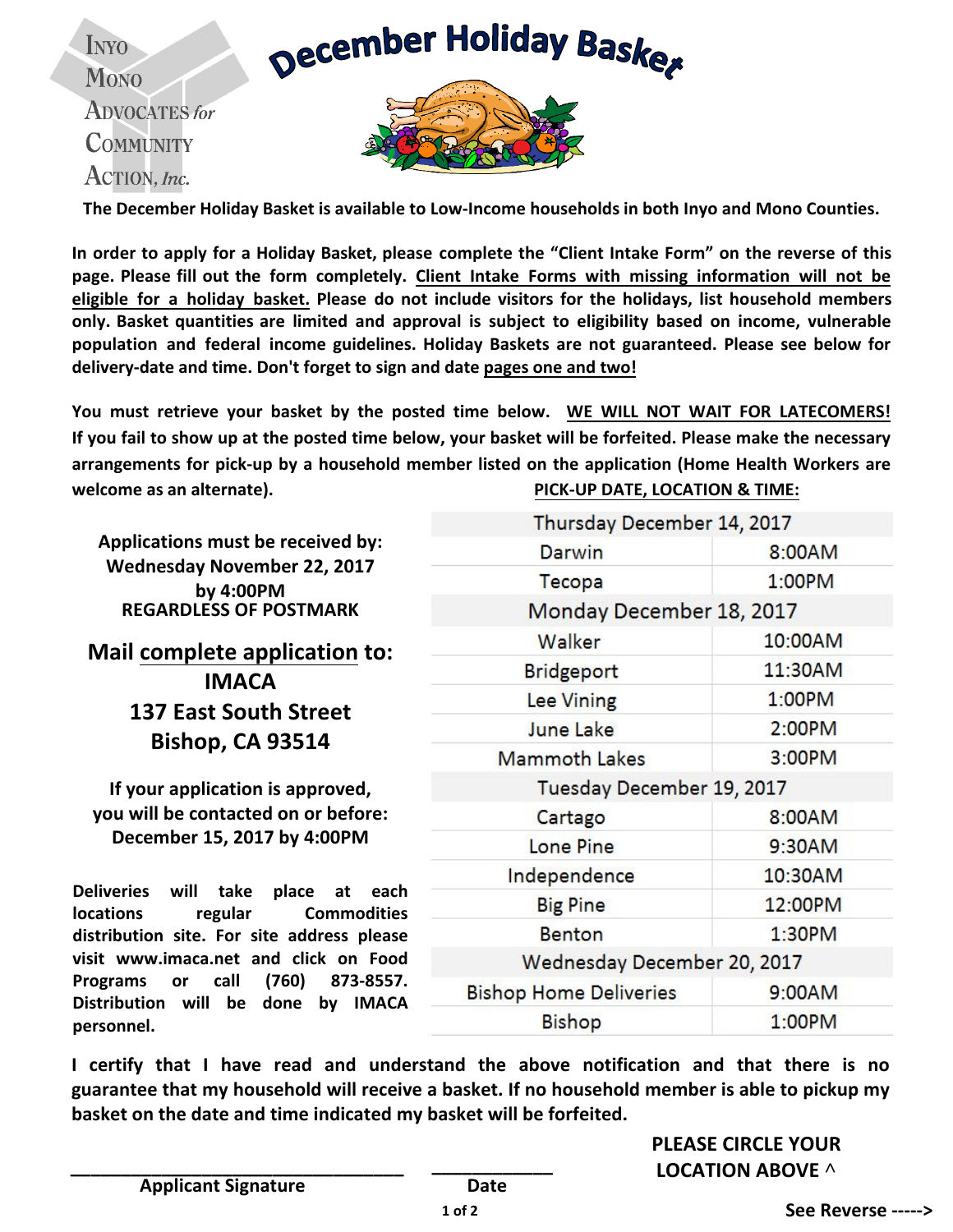Inyo Mono Advocates *for* Community Action, *Inc.*

# December Holiday Basket

**The December Holiday Basket is available to Low-Income households in both Inyo and Mono Counties.**

**In order to apply for a Holiday Basket, please complete the "Client Intake Form" on the reverse of this page. Please fill out the form completely. <u>Client Intake Forms with missing information will not be eligible for a holiday basket.</u> Please do not include visitors for the holidays, list household members only. Basket quantities are limited and approval is subject to eligibility based on income, vulnerable population and federal income guidelines. Holiday Baskets are not guaranteed. Please see below for delivery-date and time. Don't forget to sign and date <u>pages one and two!</u>**

**You must retrieve your basket by the posted time below. <u>WE WILL NOT WAIT FOR LATECOMERS!</u> If you fail to show up at the posted time below, your basket will be forfeited. Please make the necessary arrangements for pick-up by a household member listed on the application (Home Health Workers are welcome as an alternate).**

**Applications must be received by:**
**Wednesday November 22, 2017**
**by 4:00PM**
**REGARDLESS OF POSTMARK**

**Mail <u>complete application</u> to:**
**IMACA**
**137 East South Street**
**Bishop, CA 93514**

**If your application is approved, you will be contacted on or before: December 15, 2017 by 4:00PM**

**Deliveries will take place at each locations regular Commodities distribution site. For site address please visit www.imaca.net and click on Food Programs or call (760) 873-8557. Distribution will be done by IMACA personnel.**

**<u>PICK-UP DATE, LOCATION & TIME:</u>**

| Thursday December 14, 2017 | |
|---|---|
| Darwin | 8:00AM |
| Tecopa | 1:00PM |
| **Monday December 18, 2017** | |
| Walker | 10:00AM |
| Bridgeport | 11:30AM |
| Lee Vining | 1:00PM |
| June Lake | 2:00PM |
| Mammoth Lakes | 3:00PM |
| **Tuesday December 19, 2017** | |
| Cartago | 8:00AM |
| Lone Pine | 9:30AM |
| Independence | 10:30AM |
| Big Pine | 12:00PM |
| Benton | 1:30PM |
| **Wednesday December 20, 2017** | |
| Bishop Home Deliveries | 9:00AM |
| Bishop | 1:00PM |

**I certify that I have read and understand the above notification and that there is no guarantee that my household will receive a basket. If no household member is able to pickup my basket on the date and time indicated my basket will be forfeited.**

\_\_\_\_\_\_\_\_\_\_\_\_\_\_\_\_\_\_\_\_\_\_\_\_\_\_\_\_\_\_\_\_\_\_ \_\_\_\_\_\_\_\_\_\_\_\_
**Applicant Signature** **Date**

**PLEASE CIRCLE YOUR LOCATION ABOVE ^**

**See Reverse ----->**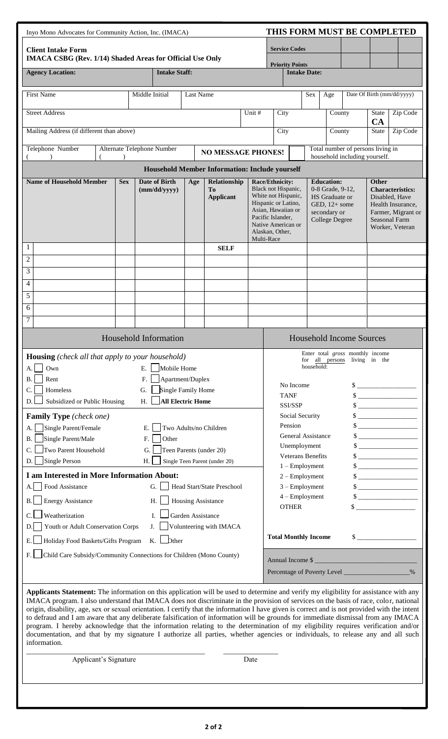Inyo Mono Advocates for Community Action, Inc. (IMACA)

**THIS FORM MUST BE COMPLETED**

**Client Intake Form**
**IMACA CSBG (Rev. 1/14) Shaded Areas for Official Use Only**

| **Service Codes** | | | | |
|---|---|---|---|---|
| **Priority Points** | | | | |

**Agency Location:** **Intake Staff:** **Intake Date:**

| First Name | Middle Initial | Last Name | | | Sex | Age | Date Of Birth (mm/dd/yyyy) | |
|---|---|---|---|---|---|---|---|---|
| Street Address | | | Unit # | City | | County | State **CA** | Zip Code |
| Mailing Address (if different than above) | | | | City | | County | State | Zip Code |
| Telephone Number ( ) | Alternate Telephone Number ( ) | **NO MESSAGE PHONES!** | | | | Total number of persons living in household including yourself. | | |

**Household Member Information: Include yourself**

| | **Name of Household Member** | **Sex** | **Date of Birth (mm/dd/yyyy)** | **Age** | **Relationship To Applicant** | **Race/Ethnicity:** Black not Hispanic, White not Hispanic, Hispanic or Latino, Asian, Hawaiian or Pacific Islander, Native American or Alaskan, Other, Multi-Race | **Education:** 0-8 Grade, 9-12, HS Graduate or GED, 12+ some secondary or College Degree | **Other Characteristics:** Disabled, Have Health Insurance, Farmer, Migrant or Seasonal Farm Worker, Veteran |
|---|---|---|---|---|---|---|---|---|
| 1 | | | | | **SELF** | | | |
| 2 | | | | | | | | |
| 3 | | | | | | | | |
| 4 | | | | | | | | |
| 5 | | | | | | | | |
| 6 | | | | | | | | |
| 7 | | | | | | | | |

## Household Information

**Housing** *(check all that apply to your household)*

- A. ☐ Own
- B. ☐ Rent
- C. ☐ Homeless
- D. ☐ Subsidized or Public Housing
- E. ☐ Mobile Home
- F. ☐ Apartment/Duplex
- G. ☐ Single Family Home
- H. ☐ **All Electric Home**

**Family Type** *(check one)*

- A. ☐ Single Parent/Female
- B. ☐ Single Parent/Male
- C. ☐ Two Parent Household
- D. ☐ Single Person
- E. ☐ Two Adults/no Children
- F. ☐ Other
- G. ☐ Teen Parents (under 20)
- H. ☐ Single Teen Parent (under 20)

**I am Interested in More Information About:**

- A. ☐ Food Assistance
- B. ☐ Energy Assistance
- C. ☐ Weatherization
- D. ☐ Youth or Adult Conservation Corps
- E. ☐ Holiday Food Baskets/Gifts Program
- F. ☐ Child Care Subsidy/Community Connections for Children (Mono County)
- G. ☐ Head Start/State Preschool
- H. ☐ Housing Assistance
- I. ☐ Garden Assistance
- J. ☐ Volunteering with IMACA
- K. ☐ Other

## Household Income Sources

Enter total *gross* monthly income for all persons living in the household:

| | |
|---|---|
| No Income | $ ________ |
| TANF | $ ________ |
| SSI/SSP | $ ________ |
| Social Security | $ ________ |
| Pension | $ ________ |
| General Assistance | $ ________ |
| Unemployment | $ ________ |
| Veterans Benefits | $ ________ |
| 1 – Employment | $ ________ |
| 2 – Employment | $ ________ |
| 3 – Employment | $ ________ |
| 4 – Employment | $ ________ |
| OTHER | $ ________ |
| **Total Monthly Income** | $ ________ |

Annual Income $ ____________

Percentage of Poverty Level ____________%

**Applicants Statement:** The information on this application will be used to determine and verify my eligibility for assistance with any IMACA program. I also understand that IMACA does not discriminate in the provision of services on the basis of race, color, national origin, disability, age, sex or sexual orientation. I certify that the information I have given is correct and is not provided with the intent to defraud and I am aware that any deliberate falsification of information will be grounds for immediate dismissal from any IMACA program. I hereby acknowledge that the information relating to the determination of my eligibility requires verification and/or documentation, and that by my signature I authorize all parties, whether agencies or individuals, to release any and all such information.

_______________________________ ____________

Applicant's Signature Date